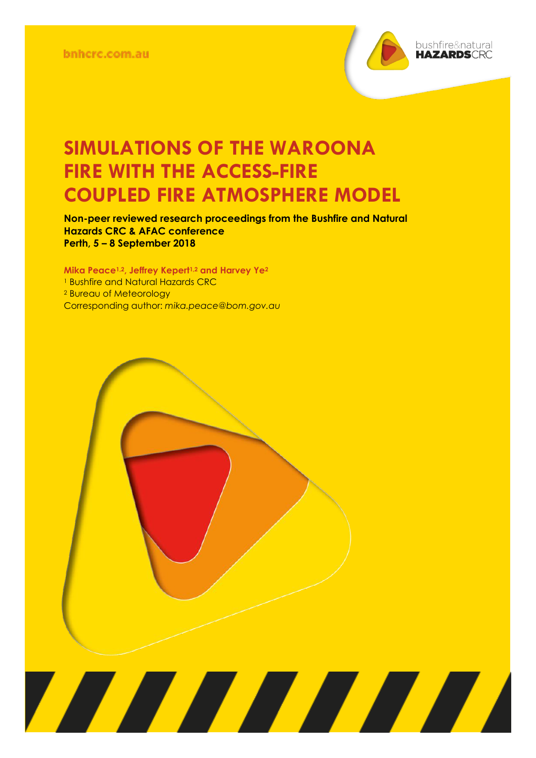bnhcrc.com.au

# SIMULATIONS OF THE WAROONA FIRE WITH THE ACCESS-FIRE COUPLED FIRE ATMOSPHERE MODEL

**Non-peer reviewed research proceedings from the Bushfire and Natural Hazards CRC & AFAC conference**
**Perth, 5 – 8 September 2018**

**Mika Peace[1,2], Jeffrey Kepert[1,2] and Harvey Ye[2]**

[1] Bushfire and Natural Hazards CRC
[2] Bureau of Meteorology
Corresponding author: *mika.peace@bom.gov.au*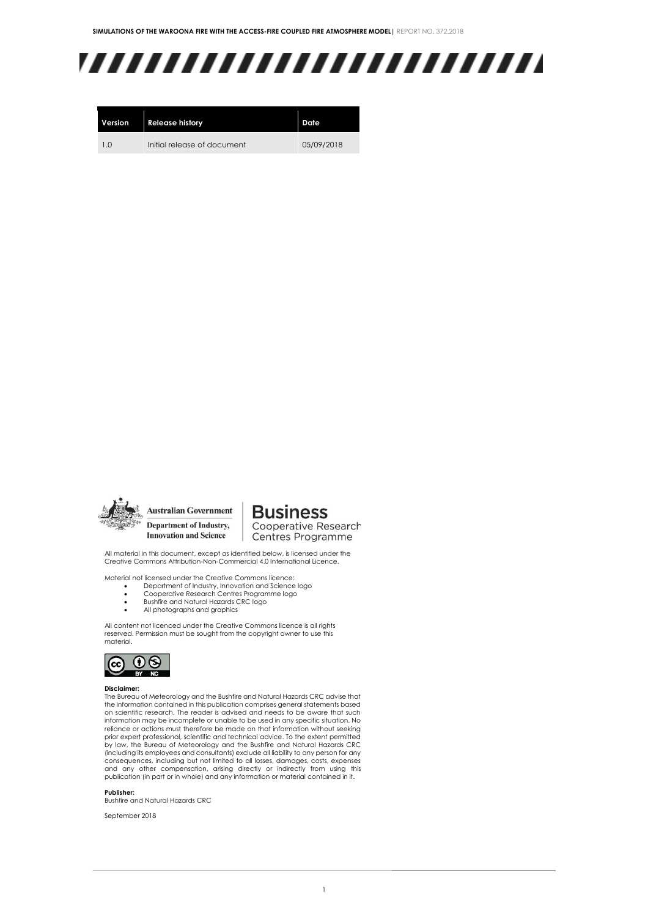| Version | Release history | Date |
|---|---|---|
| 1.0 | Initial release of document | 05/09/2018 |

Australian Government
Department of Industry, Innovation and Science

Business
Cooperative Research Centres Programme

All material in this document, except as identified below, is licensed under the Creative Commons Attribution-Non-Commercial 4.0 International Licence.

Material not licensed under the Creative Commons licence:

- Department of Industry, Innovation and Science logo
- Cooperative Research Centres Programme logo
- Bushfire and Natural Hazards CRC logo
- All photographs and graphics

All content not licenced under the Creative Commons licence is all rights reserved. Permission must be sought from the copyright owner to use this material.

**Disclaimer:**
The Bureau of Meteorology and the Bushfire and Natural Hazards CRC advise that the information contained in this publication comprises general statements based on scientific research. The reader is advised and needs to be aware that such information may be incomplete or unable to be used in any specific situation. No reliance or actions must therefore be made on that information without seeking prior expert professional, scientific and technical advice. To the extent permitted by law, the Bureau of Meteorology and the Bushfire and Natural Hazards CRC (including its employees and consultants) exclude all liability to any person for any consequences, including but not limited to all losses, damages, costs, expenses and any other compensation, arising directly or indirectly from using this publication (in part or in whole) and any information or material contained in it.

**Publisher:**
Bushfire and Natural Hazards CRC

September 2018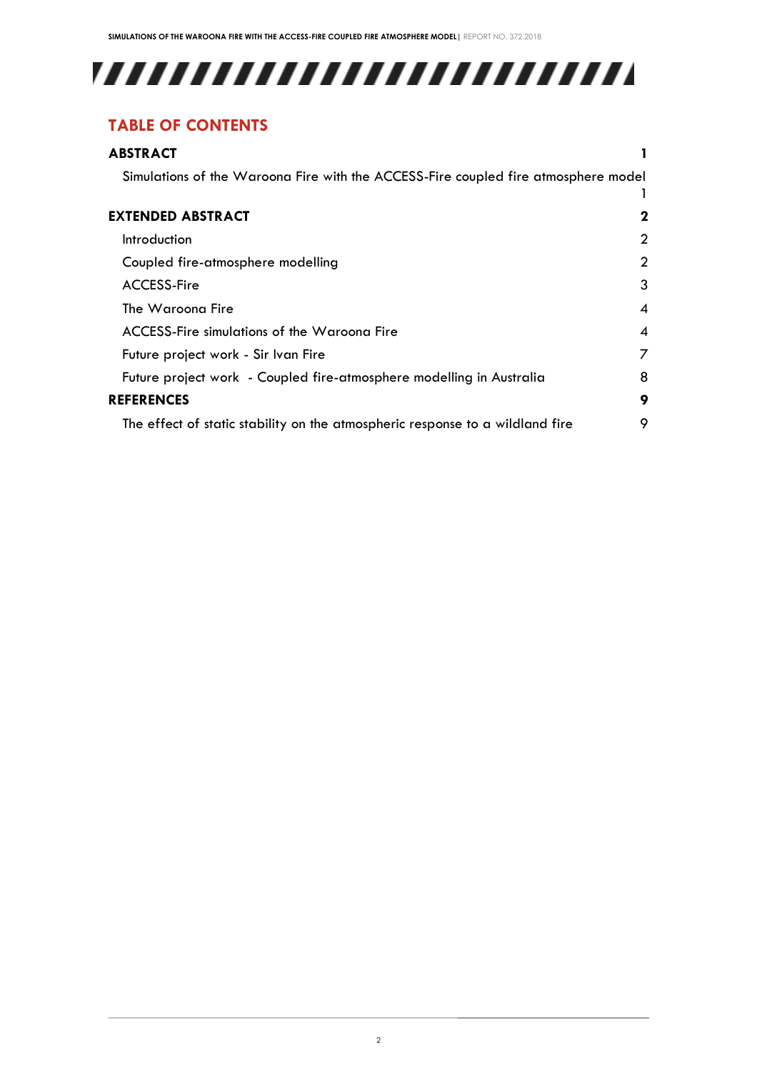## TABLE OF CONTENTS

**ABSTRACT** **1**

Simulations of the Waroona Fire with the ACCESS-Fire coupled fire atmosphere model 1

**EXTENDED ABSTRACT** **2**

Introduction 2

Coupled fire-atmosphere modelling 2

ACCESS-Fire 3

The Waroona Fire 4

ACCESS-Fire simulations of the Waroona Fire 4

Future project work - Sir Ivan Fire 7

Future project work - Coupled fire-atmosphere modelling in Australia 8

**REFERENCES** **9**

The effect of static stability on the atmospheric response to a wildland fire 9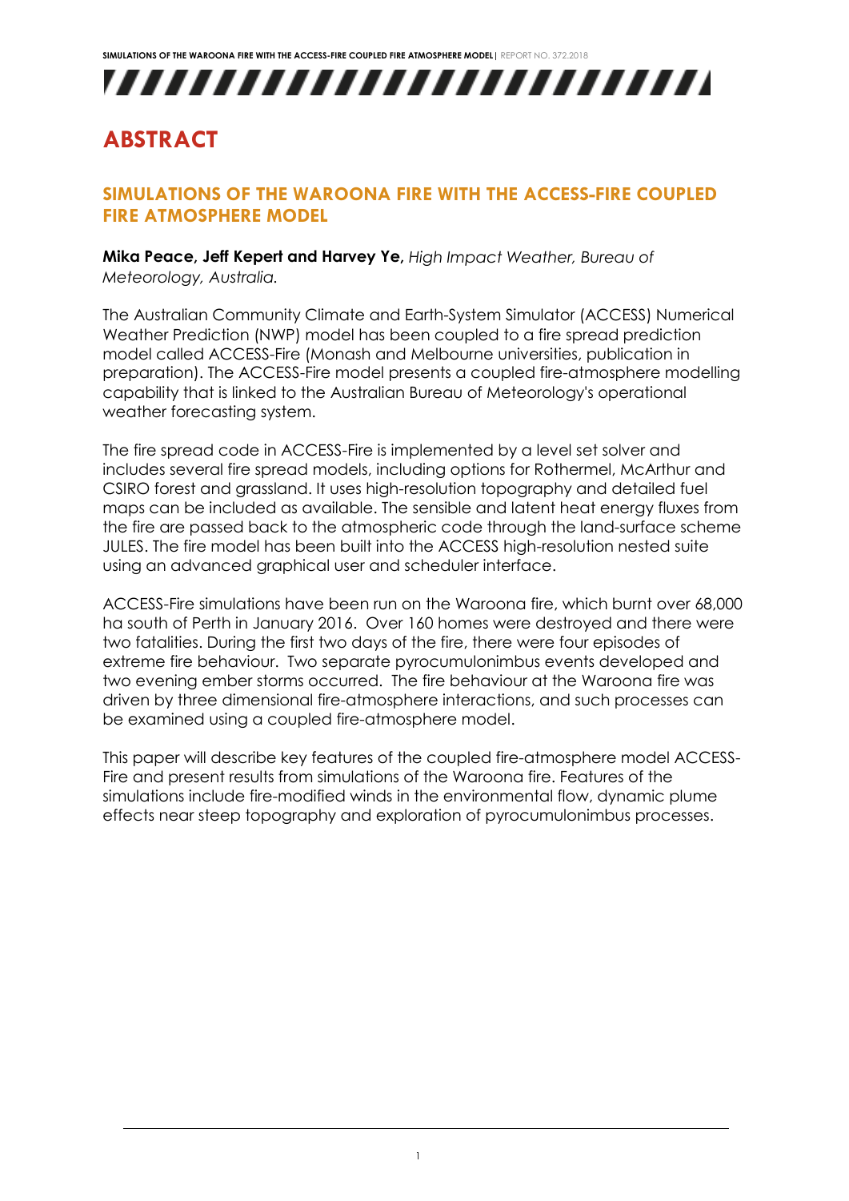# ABSTRACT

## SIMULATIONS OF THE WAROONA FIRE WITH THE ACCESS-FIRE COUPLED FIRE ATMOSPHERE MODEL

**Mika Peace, Jeff Kepert and Harvey Ye,** *High Impact Weather, Bureau of Meteorology, Australia.*

The Australian Community Climate and Earth-System Simulator (ACCESS) Numerical Weather Prediction (NWP) model has been coupled to a fire spread prediction model called ACCESS-Fire (Monash and Melbourne universities, publication in preparation). The ACCESS-Fire model presents a coupled fire-atmosphere modelling capability that is linked to the Australian Bureau of Meteorology's operational weather forecasting system.

The fire spread code in ACCESS-Fire is implemented by a level set solver and includes several fire spread models, including options for Rothermel, McArthur and CSIRO forest and grassland. It uses high-resolution topography and detailed fuel maps can be included as available. The sensible and latent heat energy fluxes from the fire are passed back to the atmospheric code through the land-surface scheme JULES. The fire model has been built into the ACCESS high-resolution nested suite using an advanced graphical user and scheduler interface.

ACCESS-Fire simulations have been run on the Waroona fire, which burnt over 68,000 ha south of Perth in January 2016. Over 160 homes were destroyed and there were two fatalities. During the first two days of the fire, there were four episodes of extreme fire behaviour. Two separate pyrocumulonimbus events developed and two evening ember storms occurred. The fire behaviour at the Waroona fire was driven by three dimensional fire-atmosphere interactions, and such processes can be examined using a coupled fire-atmosphere model.

This paper will describe key features of the coupled fire-atmosphere model ACCESS-Fire and present results from simulations of the Waroona fire. Features of the simulations include fire-modified winds in the environmental flow, dynamic plume effects near steep topography and exploration of pyrocumulonimbus processes.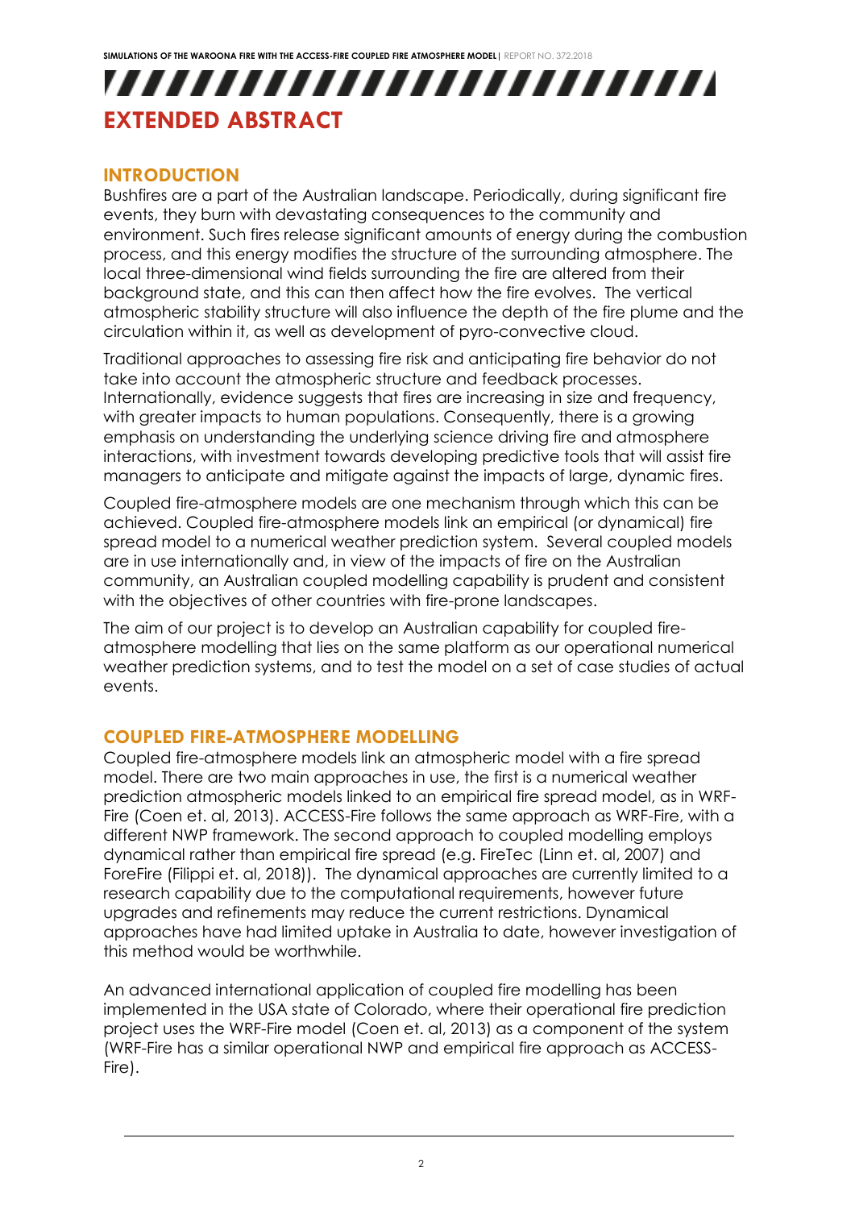# EXTENDED ABSTRACT

## INTRODUCTION

Bushfires are a part of the Australian landscape. Periodically, during significant fire events, they burn with devastating consequences to the community and environment. Such fires release significant amounts of energy during the combustion process, and this energy modifies the structure of the surrounding atmosphere. The local three-dimensional wind fields surrounding the fire are altered from their background state, and this can then affect how the fire evolves. The vertical atmospheric stability structure will also influence the depth of the fire plume and the circulation within it, as well as development of pyro-convective cloud.

Traditional approaches to assessing fire risk and anticipating fire behavior do not take into account the atmospheric structure and feedback processes. Internationally, evidence suggests that fires are increasing in size and frequency, with greater impacts to human populations. Consequently, there is a growing emphasis on understanding the underlying science driving fire and atmosphere interactions, with investment towards developing predictive tools that will assist fire managers to anticipate and mitigate against the impacts of large, dynamic fires.

Coupled fire-atmosphere models are one mechanism through which this can be achieved. Coupled fire-atmosphere models link an empirical (or dynamical) fire spread model to a numerical weather prediction system. Several coupled models are in use internationally and, in view of the impacts of fire on the Australian community, an Australian coupled modelling capability is prudent and consistent with the objectives of other countries with fire-prone landscapes.

The aim of our project is to develop an Australian capability for coupled fire-atmosphere modelling that lies on the same platform as our operational numerical weather prediction systems, and to test the model on a set of case studies of actual events.

## COUPLED FIRE-ATMOSPHERE MODELLING

Coupled fire-atmosphere models link an atmospheric model with a fire spread model. There are two main approaches in use, the first is a numerical weather prediction atmospheric models linked to an empirical fire spread model, as in WRF-Fire (Coen et. al, 2013). ACCESS-Fire follows the same approach as WRF-Fire, with a different NWP framework. The second approach to coupled modelling employs dynamical rather than empirical fire spread (e.g. FireTec (Linn et. al, 2007) and ForeFire (Filippi et. al, 2018)). The dynamical approaches are currently limited to a research capability due to the computational requirements, however future upgrades and refinements may reduce the current restrictions. Dynamical approaches have had limited uptake in Australia to date, however investigation of this method would be worthwhile.

An advanced international application of coupled fire modelling has been implemented in the USA state of Colorado, where their operational fire prediction project uses the WRF-Fire model (Coen et. al, 2013) as a component of the system (WRF-Fire has a similar operational NWP and empirical fire approach as ACCESS-Fire).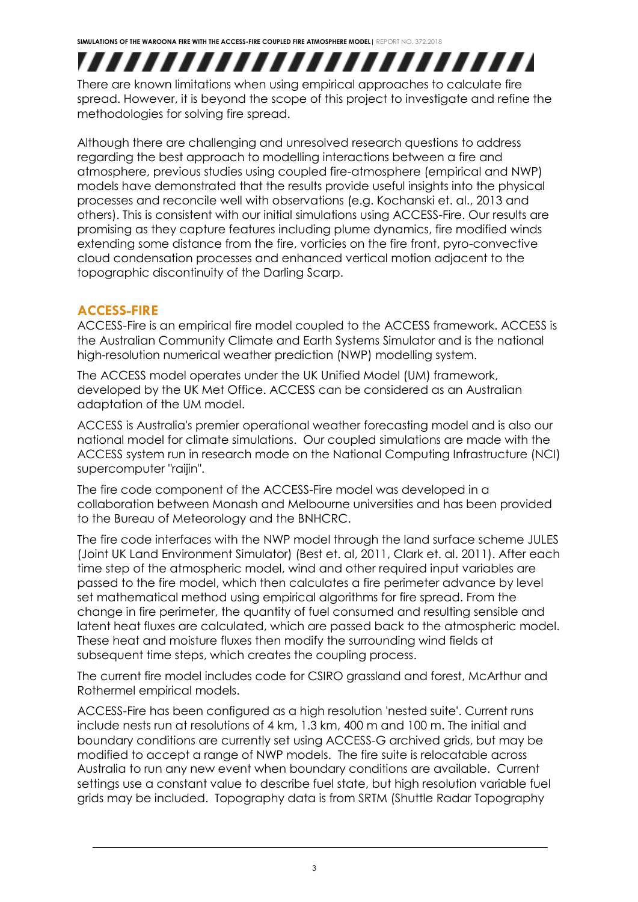There are known limitations when using empirical approaches to calculate fire spread. However, it is beyond the scope of this project to investigate and refine the methodologies for solving fire spread.

Although there are challenging and unresolved research questions to address regarding the best approach to modelling interactions between a fire and atmosphere, previous studies using coupled fire-atmosphere (empirical and NWP) models have demonstrated that the results provide useful insights into the physical processes and reconcile well with observations (e.g. Kochanski et. al., 2013 and others). This is consistent with our initial simulations using ACCESS-Fire. Our results are promising as they capture features including plume dynamics, fire modified winds extending some distance from the fire, vorticies on the fire front, pyro-convective cloud condensation processes and enhanced vertical motion adjacent to the topographic discontinuity of the Darling Scarp.

## ACCESS-FIRE

ACCESS-Fire is an empirical fire model coupled to the ACCESS framework. ACCESS is the Australian Community Climate and Earth Systems Simulator and is the national high-resolution numerical weather prediction (NWP) modelling system.

The ACCESS model operates under the UK Unified Model (UM) framework, developed by the UK Met Office. ACCESS can be considered as an Australian adaptation of the UM model.

ACCESS is Australia's premier operational weather forecasting model and is also our national model for climate simulations. Our coupled simulations are made with the ACCESS system run in research mode on the National Computing Infrastructure (NCI) supercomputer "raijin".

The fire code component of the ACCESS-Fire model was developed in a collaboration between Monash and Melbourne universities and has been provided to the Bureau of Meteorology and the BNHCRC.

The fire code interfaces with the NWP model through the land surface scheme JULES (Joint UK Land Environment Simulator) (Best et. al, 2011, Clark et. al. 2011). After each time step of the atmospheric model, wind and other required input variables are passed to the fire model, which then calculates a fire perimeter advance by level set mathematical method using empirical algorithms for fire spread. From the change in fire perimeter, the quantity of fuel consumed and resulting sensible and latent heat fluxes are calculated, which are passed back to the atmospheric model. These heat and moisture fluxes then modify the surrounding wind fields at subsequent time steps, which creates the coupling process.

The current fire model includes code for CSIRO grassland and forest, McArthur and Rothermel empirical models.

ACCESS-Fire has been configured as a high resolution 'nested suite'. Current runs include nests run at resolutions of 4 km, 1.3 km, 400 m and 100 m. The initial and boundary conditions are currently set using ACCESS-G archived grids, but may be modified to accept a range of NWP models. The fire suite is relocatable across Australia to run any new event when boundary conditions are available. Current settings use a constant value to describe fuel state, but high resolution variable fuel grids may be included. Topography data is from SRTM (Shuttle Radar Topography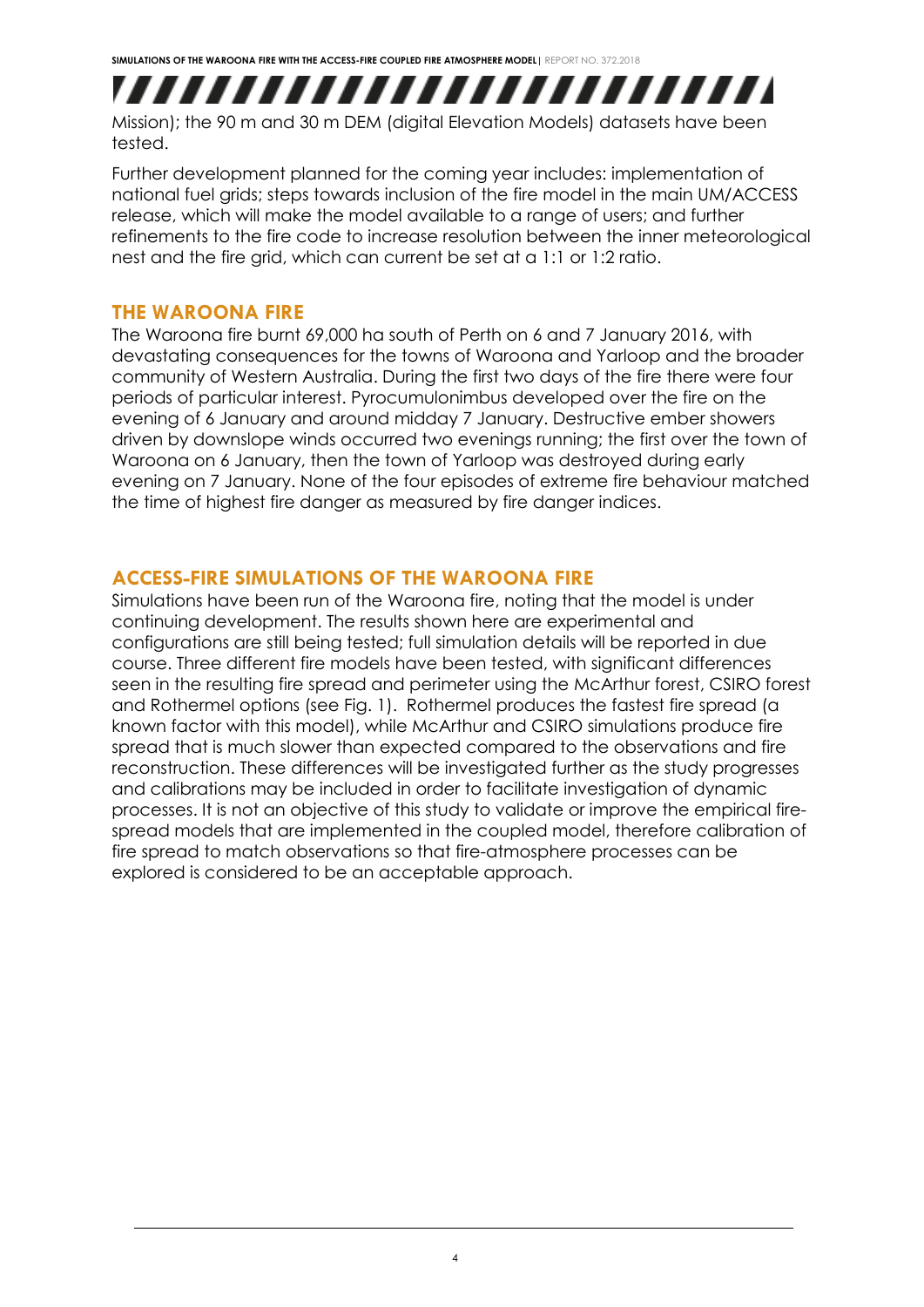Mission); the 90 m and 30 m DEM (digital Elevation Models) datasets have been tested.

Further development planned for the coming year includes: implementation of national fuel grids; steps towards inclusion of the fire model in the main UM/ACCESS release, which will make the model available to a range of users; and further refinements to the fire code to increase resolution between the inner meteorological nest and the fire grid, which can current be set at a 1:1 or 1:2 ratio.

## THE WAROONA FIRE

The Waroona fire burnt 69,000 ha south of Perth on 6 and 7 January 2016, with devastating consequences for the towns of Waroona and Yarloop and the broader community of Western Australia. During the first two days of the fire there were four periods of particular interest. Pyrocumulonimbus developed over the fire on the evening of 6 January and around midday 7 January. Destructive ember showers driven by downslope winds occurred two evenings running; the first over the town of Waroona on 6 January, then the town of Yarloop was destroyed during early evening on 7 January. None of the four episodes of extreme fire behaviour matched the time of highest fire danger as measured by fire danger indices.

## ACCESS-FIRE SIMULATIONS OF THE WAROONA FIRE

Simulations have been run of the Waroona fire, noting that the model is under continuing development. The results shown here are experimental and configurations are still being tested; full simulation details will be reported in due course. Three different fire models have been tested, with significant differences seen in the resulting fire spread and perimeter using the McArthur forest, CSIRO forest and Rothermel options (see Fig. 1). Rothermel produces the fastest fire spread (a known factor with this model), while McArthur and CSIRO simulations produce fire spread that is much slower than expected compared to the observations and fire reconstruction. These differences will be investigated further as the study progresses and calibrations may be included in order to facilitate investigation of dynamic processes. It is not an objective of this study to validate or improve the empirical fire-spread models that are implemented in the coupled model, therefore calibration of fire spread to match observations so that fire-atmosphere processes can be explored is considered to be an acceptable approach.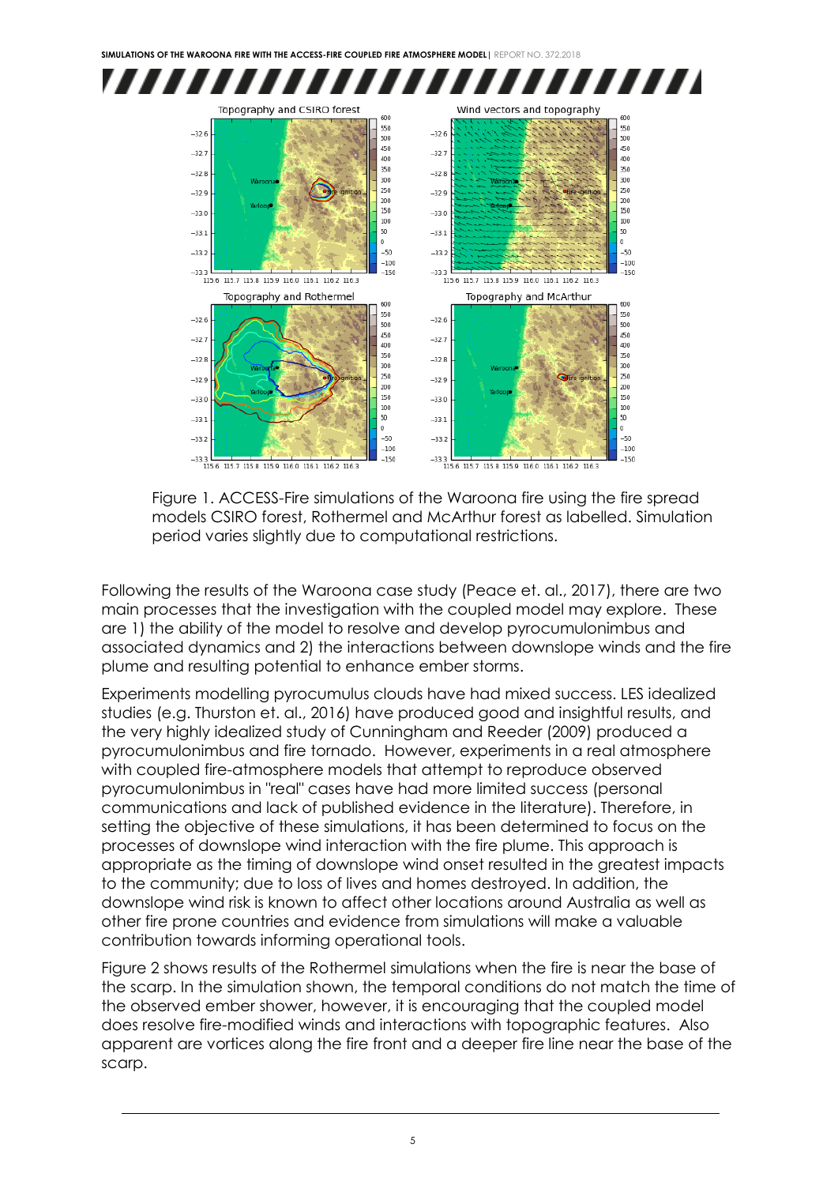Figure 1. ACCESS-Fire simulations of the Waroona fire using the fire spread models CSIRO forest, Rothermel and McArthur forest as labelled. Simulation period varies slightly due to computational restrictions.

Following the results of the Waroona case study (Peace et. al., 2017), there are two main processes that the investigation with the coupled model may explore. These are 1) the ability of the model to resolve and develop pyrocumulonimbus and associated dynamics and 2) the interactions between downslope winds and the fire plume and resulting potential to enhance ember storms.

Experiments modelling pyrocumulus clouds have had mixed success. LES idealized studies (e.g. Thurston et. al., 2016) have produced good and insightful results, and the very highly idealized study of Cunningham and Reeder (2009) produced a pyrocumulonimbus and fire tornado. However, experiments in a real atmosphere with coupled fire-atmosphere models that attempt to reproduce observed pyrocumulonimbus in "real" cases have had more limited success (personal communications and lack of published evidence in the literature). Therefore, in setting the objective of these simulations, it has been determined to focus on the processes of downslope wind interaction with the fire plume. This approach is appropriate as the timing of downslope wind onset resulted in the greatest impacts to the community; due to loss of lives and homes destroyed. In addition, the downslope wind risk is known to affect other locations around Australia as well as other fire prone countries and evidence from simulations will make a valuable contribution towards informing operational tools.

Figure 2 shows results of the Rothermel simulations when the fire is near the base of the scarp. In the simulation shown, the temporal conditions do not match the time of the observed ember shower, however, it is encouraging that the coupled model does resolve fire-modified winds and interactions with topographic features. Also apparent are vortices along the fire front and a deeper fire line near the base of the scarp.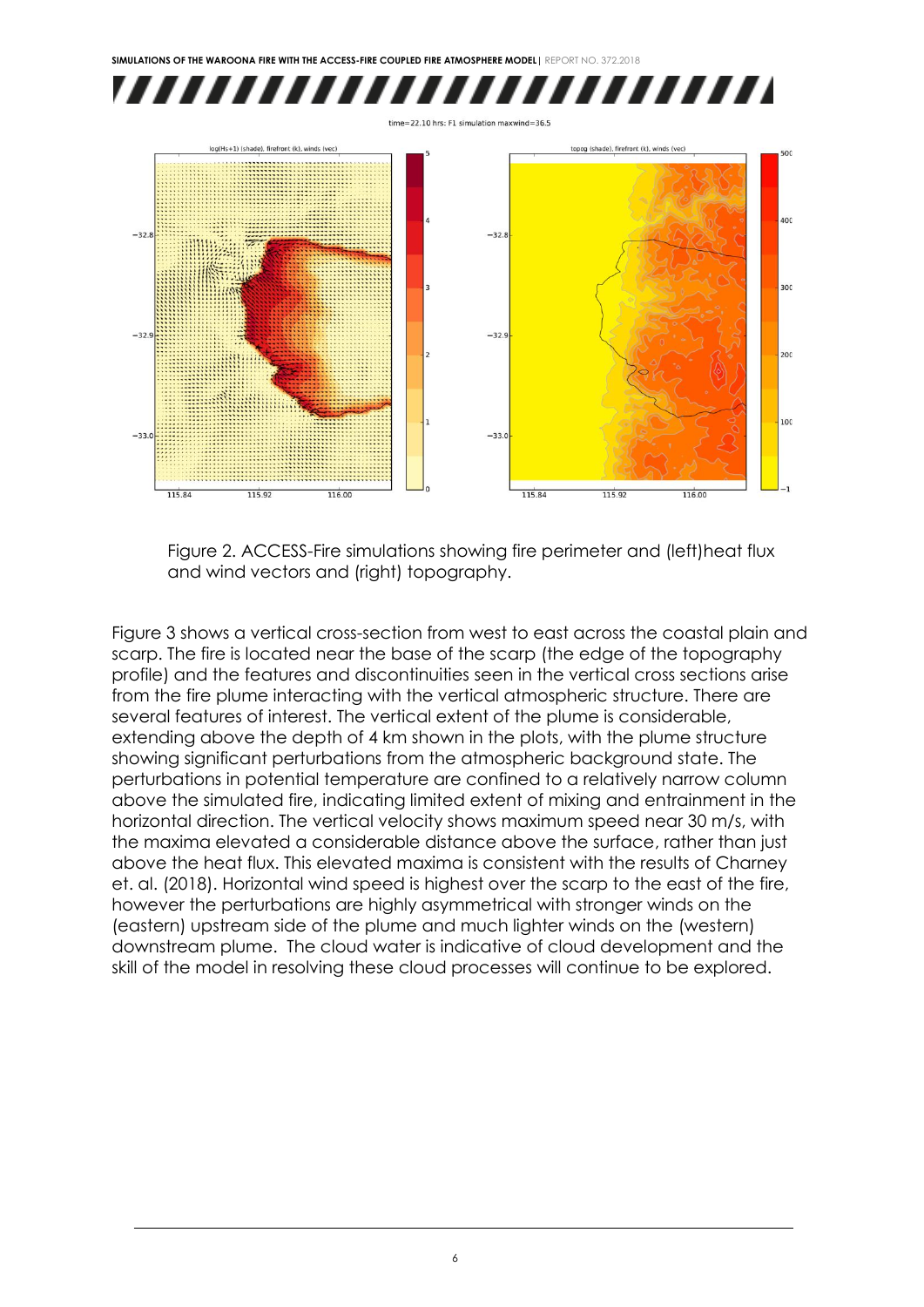Figure 2. ACCESS-Fire simulations showing fire perimeter and (left)heat flux and wind vectors and (right) topography.

Figure 3 shows a vertical cross-section from west to east across the coastal plain and scarp. The fire is located near the base of the scarp (the edge of the topography profile) and the features and discontinuities seen in the vertical cross sections arise from the fire plume interacting with the vertical atmospheric structure. There are several features of interest. The vertical extent of the plume is considerable, extending above the depth of 4 km shown in the plots, with the plume structure showing significant perturbations from the atmospheric background state. The perturbations in potential temperature are confined to a relatively narrow column above the simulated fire, indicating limited extent of mixing and entrainment in the horizontal direction. The vertical velocity shows maximum speed near 30 m/s, with the maxima elevated a considerable distance above the surface, rather than just above the heat flux. This elevated maxima is consistent with the results of Charney et. al. (2018). Horizontal wind speed is highest over the scarp to the east of the fire, however the perturbations are highly asymmetrical with stronger winds on the (eastern) upstream side of the plume and much lighter winds on the (western) downstream plume. The cloud water is indicative of cloud development and the skill of the model in resolving these cloud processes will continue to be explored.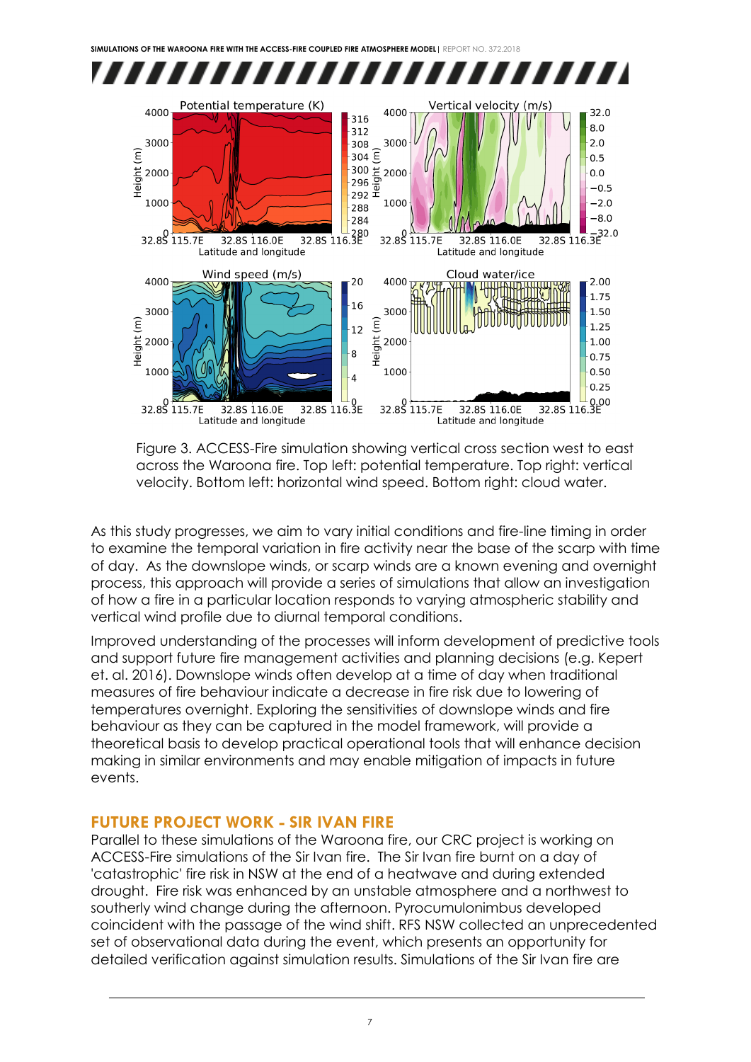Figure 3. ACCESS-Fire simulation showing vertical cross section west to east across the Waroona fire. Top left: potential temperature. Top right: vertical velocity. Bottom left: horizontal wind speed. Bottom right: cloud water.

As this study progresses, we aim to vary initial conditions and fire-line timing in order to examine the temporal variation in fire activity near the base of the scarp with time of day. As the downslope winds, or scarp winds are a known evening and overnight process, this approach will provide a series of simulations that allow an investigation of how a fire in a particular location responds to varying atmospheric stability and vertical wind profile due to diurnal temporal conditions.

Improved understanding of the processes will inform development of predictive tools and support future fire management activities and planning decisions (e.g. Kepert et. al. 2016). Downslope winds often develop at a time of day when traditional measures of fire behaviour indicate a decrease in fire risk due to lowering of temperatures overnight. Exploring the sensitivities of downslope winds and fire behaviour as they can be captured in the model framework, will provide a theoretical basis to develop practical operational tools that will enhance decision making in similar environments and may enable mitigation of impacts in future events.

## FUTURE PROJECT WORK - SIR IVAN FIRE

Parallel to these simulations of the Waroona fire, our CRC project is working on ACCESS-Fire simulations of the Sir Ivan fire. The Sir Ivan fire burnt on a day of 'catastrophic' fire risk in NSW at the end of a heatwave and during extended drought. Fire risk was enhanced by an unstable atmosphere and a northwest to southerly wind change during the afternoon. Pyrocumulonimbus developed coincident with the passage of the wind shift. RFS NSW collected an unprecedented set of observational data during the event, which presents an opportunity for detailed verification against simulation results. Simulations of the Sir Ivan fire are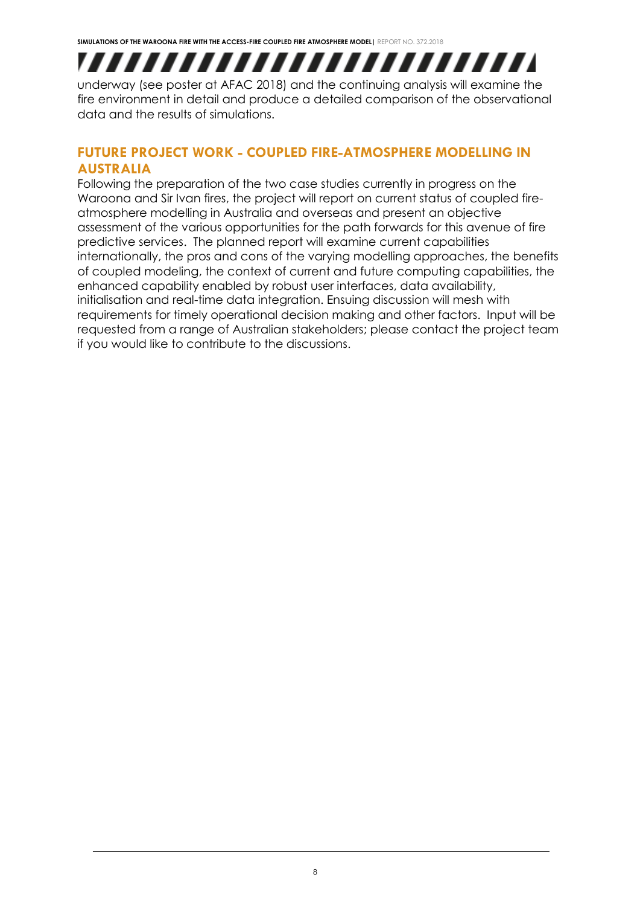underway (see poster at AFAC 2018) and the continuing analysis will examine the fire environment in detail and produce a detailed comparison of the observational data and the results of simulations.

## FUTURE PROJECT WORK - COUPLED FIRE-ATMOSPHERE MODELLING IN AUSTRALIA

Following the preparation of the two case studies currently in progress on the Waroona and Sir Ivan fires, the project will report on current status of coupled fire-atmosphere modelling in Australia and overseas and present an objective assessment of the various opportunities for the path forwards for this avenue of fire predictive services. The planned report will examine current capabilities internationally, the pros and cons of the varying modelling approaches, the benefits of coupled modeling, the context of current and future computing capabilities, the enhanced capability enabled by robust user interfaces, data availability, initialisation and real-time data integration. Ensuing discussion will mesh with requirements for timely operational decision making and other factors. Input will be requested from a range of Australian stakeholders; please contact the project team if you would like to contribute to the discussions.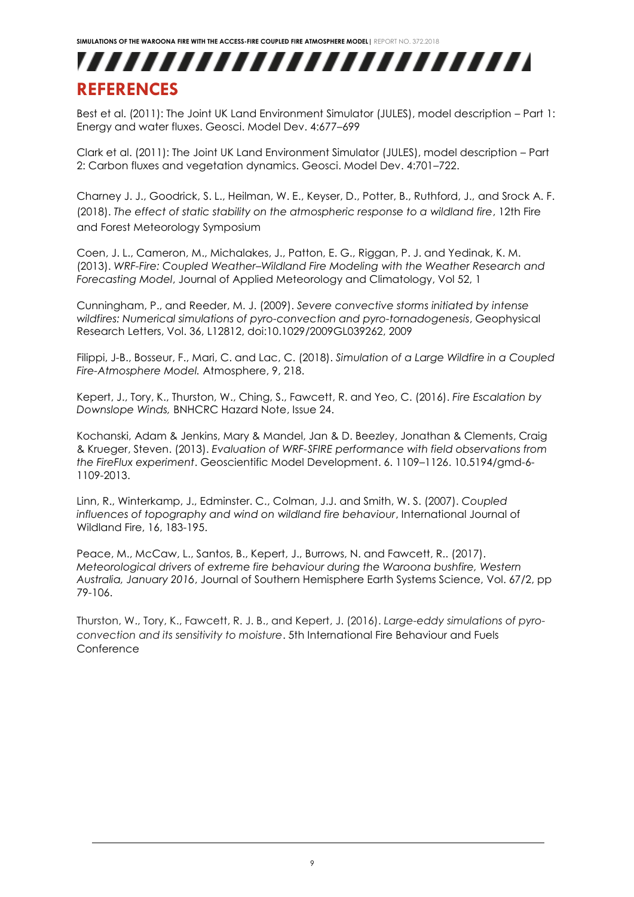# REFERENCES

Best et al. (2011): The Joint UK Land Environment Simulator (JULES), model description – Part 1: Energy and water fluxes. Geosci. Model Dev. 4:677–699

Clark et al. (2011): The Joint UK Land Environment Simulator (JULES), model description – Part 2: Carbon fluxes and vegetation dynamics. Geosci. Model Dev. 4:701–722.

Charney J. J., Goodrick, S. L., Heilman, W. E., Keyser, D., Potter, B., Ruthford, J., and Srock A. F. (2018). *The effect of static stability on the atmospheric response to a wildland fire*, 12th Fire and Forest Meteorology Symposium

Coen, J. L., Cameron, M., Michalakes, J., Patton, E. G., Riggan, P. J. and Yedinak, K. M. (2013). *WRF-Fire: Coupled Weather–Wildland Fire Modeling with the Weather Research and Forecasting Model*, Journal of Applied Meteorology and Climatology, Vol 52, 1

Cunningham, P., and Reeder, M. J. (2009). *Severe convective storms initiated by intense wildfires: Numerical simulations of pyro-convection and pyro-tornadogenesis*, Geophysical Research Letters, Vol. 36, L12812, doi:10.1029/2009GL039262, 2009

Filippi, J-B., Bosseur, F., Mari, C. and Lac, C. (2018). *Simulation of a Large Wildfire in a Coupled Fire-Atmosphere Model.* Atmosphere, 9, 218.

Kepert, J., Tory, K., Thurston, W., Ching, S., Fawcett, R. and Yeo, C. (2016). *Fire Escalation by Downslope Winds,* BNHCRC Hazard Note, Issue 24.

Kochanski, Adam & Jenkins, Mary & Mandel, Jan & D. Beezley, Jonathan & Clements, Craig & Krueger, Steven. (2013). *Evaluation of WRF-SFIRE performance with field observations from the FireFlux experiment*. Geoscientific Model Development. 6. 1109–1126. 10.5194/gmd-6-1109-2013.

Linn, R., Winterkamp, J., Edminster. C., Colman, J.J. and Smith, W. S. (2007). *Coupled influences of topography and wind on wildland fire behaviour*, International Journal of Wildland Fire, 16, 183-195.

Peace, M., McCaw, L., Santos, B., Kepert, J., Burrows, N. and Fawcett, R.. (2017). *Meteorological drivers of extreme fire behaviour during the Waroona bushfire, Western Australia, January 2016*, Journal of Southern Hemisphere Earth Systems Science, Vol. 67/2, pp 79-106.

Thurston, W., Tory, K., Fawcett, R. J. B., and Kepert, J. (2016). *Large-eddy simulations of pyro-convection and its sensitivity to moisture*. 5th International Fire Behaviour and Fuels Conference